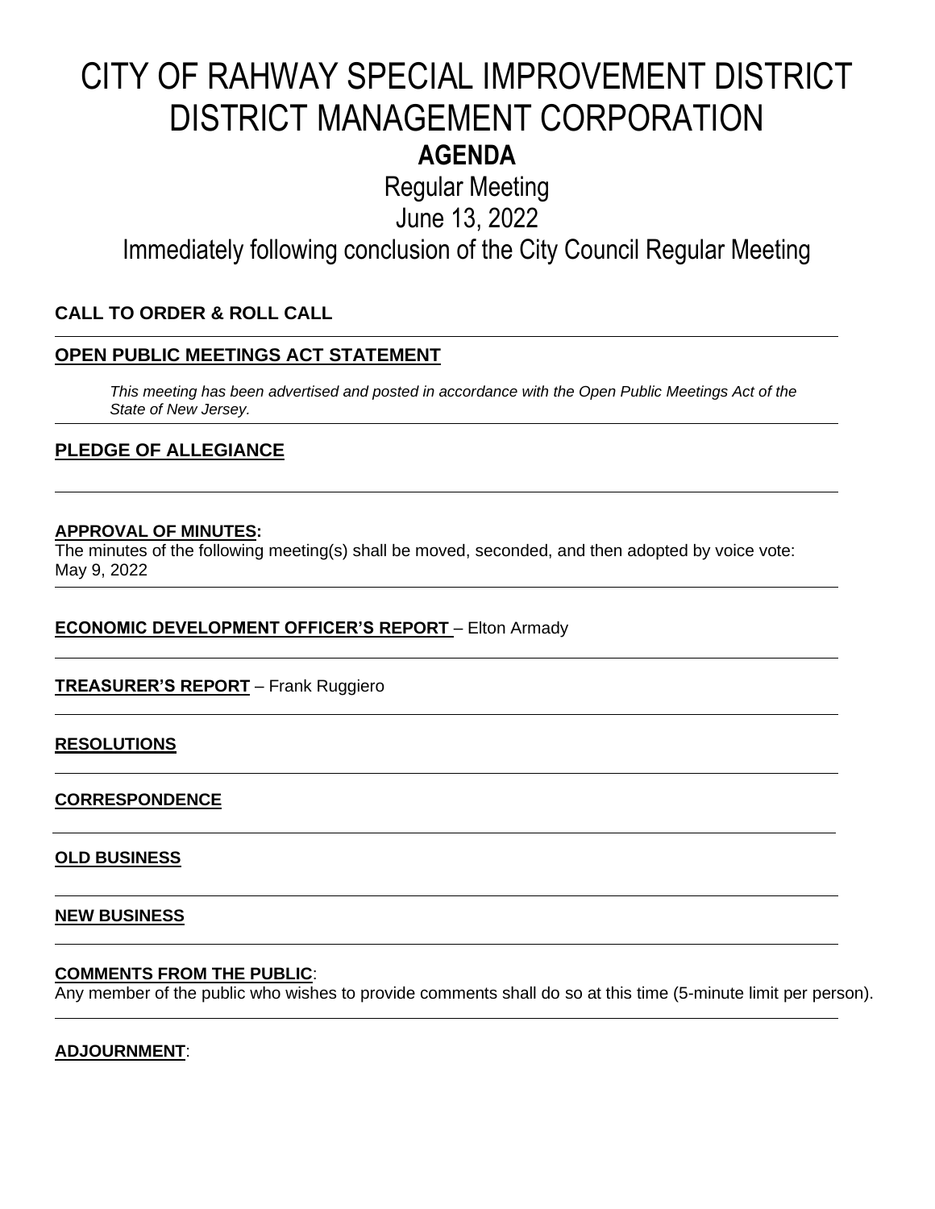# CITY OF RAHWAY SPECIAL IMPROVEMENT DISTRICT DISTRICT MANAGEMENT CORPORATION

## AGENDA

Regular Meeting

June 13, 2022

Immediately following conclusion of the City Council Regular Meeting

**CALL TO ORDER & ROLL CALL**

---

**OPEN PUBLIC MEETINGS ACT STATEMENT**

*This meeting has been advertised and posted in accordance with the Open Public Meetings Act of the State of New Jersey.*

---

**PLEDGE OF ALLEGIANCE**

---

**APPROVAL OF MINUTES:**

The minutes of the following meeting(s) shall be moved, seconded, and then adopted by voice vote:
May 9, 2022

---

**ECONOMIC DEVELOPMENT OFFICER'S REPORT** – Elton Armady

---

**TREASURER'S REPORT** – Frank Ruggiero

---

**RESOLUTIONS**

---

**CORRESPONDENCE**

---

**OLD BUSINESS**

---

**NEW BUSINESS**

---

**COMMENTS FROM THE PUBLIC**:

Any member of the public who wishes to provide comments shall do so at this time (5-minute limit per person).

---

**ADJOURNMENT**: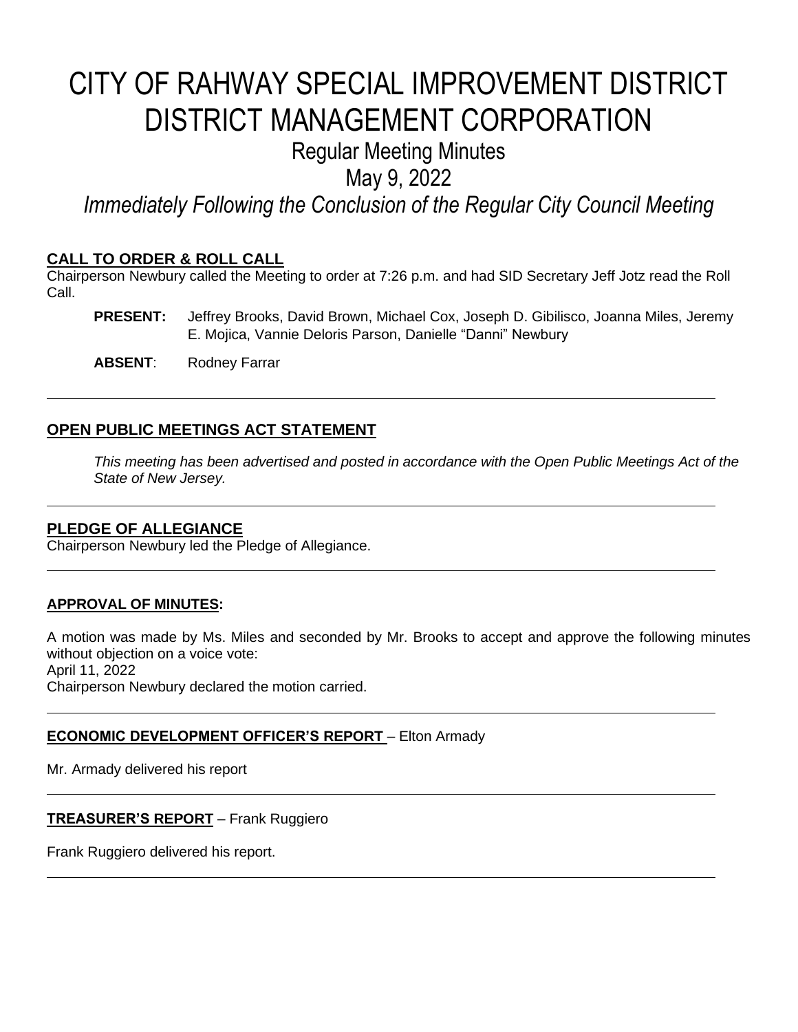# CITY OF RAHWAY SPECIAL IMPROVEMENT DISTRICT DISTRICT MANAGEMENT CORPORATION

## Regular Meeting Minutes

## May 9, 2022

## *Immediately Following the Conclusion of the Regular City Council Meeting*

**CALL TO ORDER & ROLL CALL**

Chairperson Newbury called the Meeting to order at 7:26 p.m. and had SID Secretary Jeff Jotz read the Roll Call.

**PRESENT:** Jeffrey Brooks, David Brown, Michael Cox, Joseph D. Gibilisco, Joanna Miles, Jeremy E. Mojica, Vannie Deloris Parson, Danielle "Danni" Newbury

**ABSENT**: Rodney Farrar

---

**OPEN PUBLIC MEETINGS ACT STATEMENT**

*This meeting has been advertised and posted in accordance with the Open Public Meetings Act of the State of New Jersey.*

---

**PLEDGE OF ALLEGIANCE**

Chairperson Newbury led the Pledge of Allegiance.

---

**APPROVAL OF MINUTES:**

A motion was made by Ms. Miles and seconded by Mr. Brooks to accept and approve the following minutes without objection on a voice vote:
April 11, 2022
Chairperson Newbury declared the motion carried.

---

**ECONOMIC DEVELOPMENT OFFICER'S REPORT** – Elton Armady

Mr. Armady delivered his report

---

**TREASURER'S REPORT** – Frank Ruggiero

Frank Ruggiero delivered his report.

---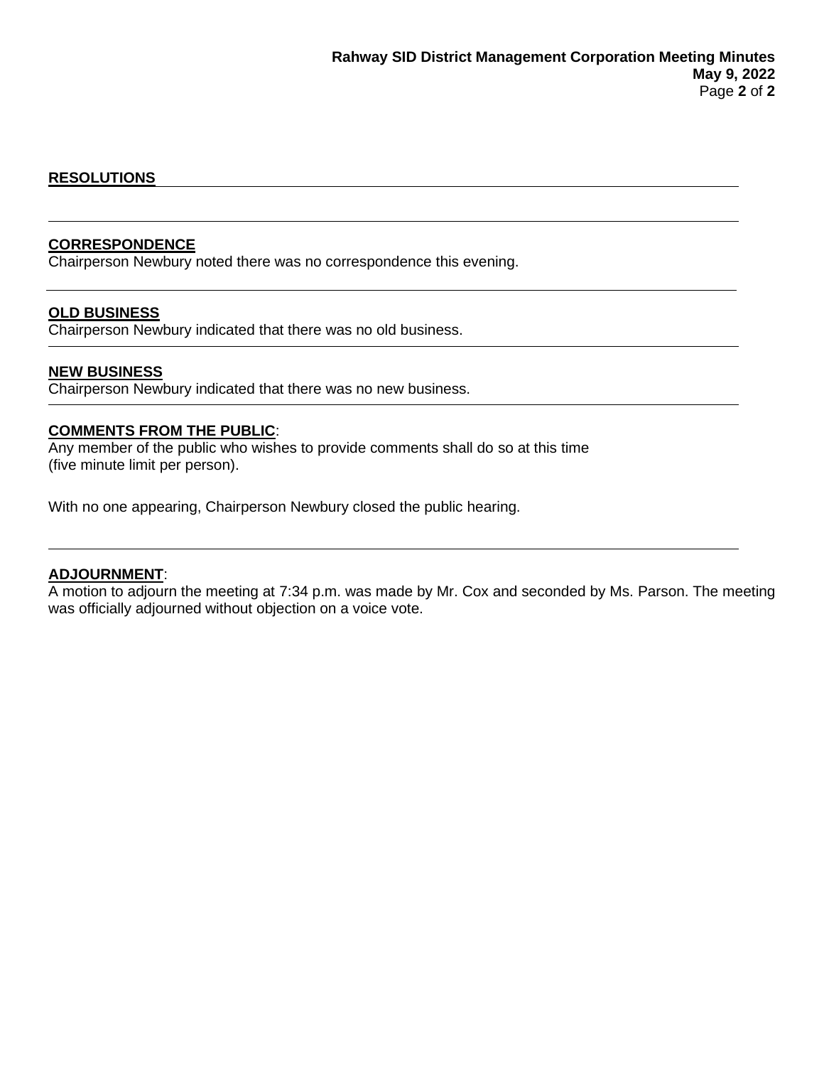**RESOLUTIONS**

**CORRESPONDENCE**

Chairperson Newbury noted there was no correspondence this evening.

**OLD BUSINESS**

Chairperson Newbury indicated that there was no old business.

**NEW BUSINESS**

Chairperson Newbury indicated that there was no new business.

**COMMENTS FROM THE PUBLIC**:

Any member of the public who wishes to provide comments shall do so at this time (five minute limit per person).

With no one appearing, Chairperson Newbury closed the public hearing.

**ADJOURNMENT**:

A motion to adjourn the meeting at 7:34 p.m. was made by Mr. Cox and seconded by Ms. Parson. The meeting was officially adjourned without objection on a voice vote.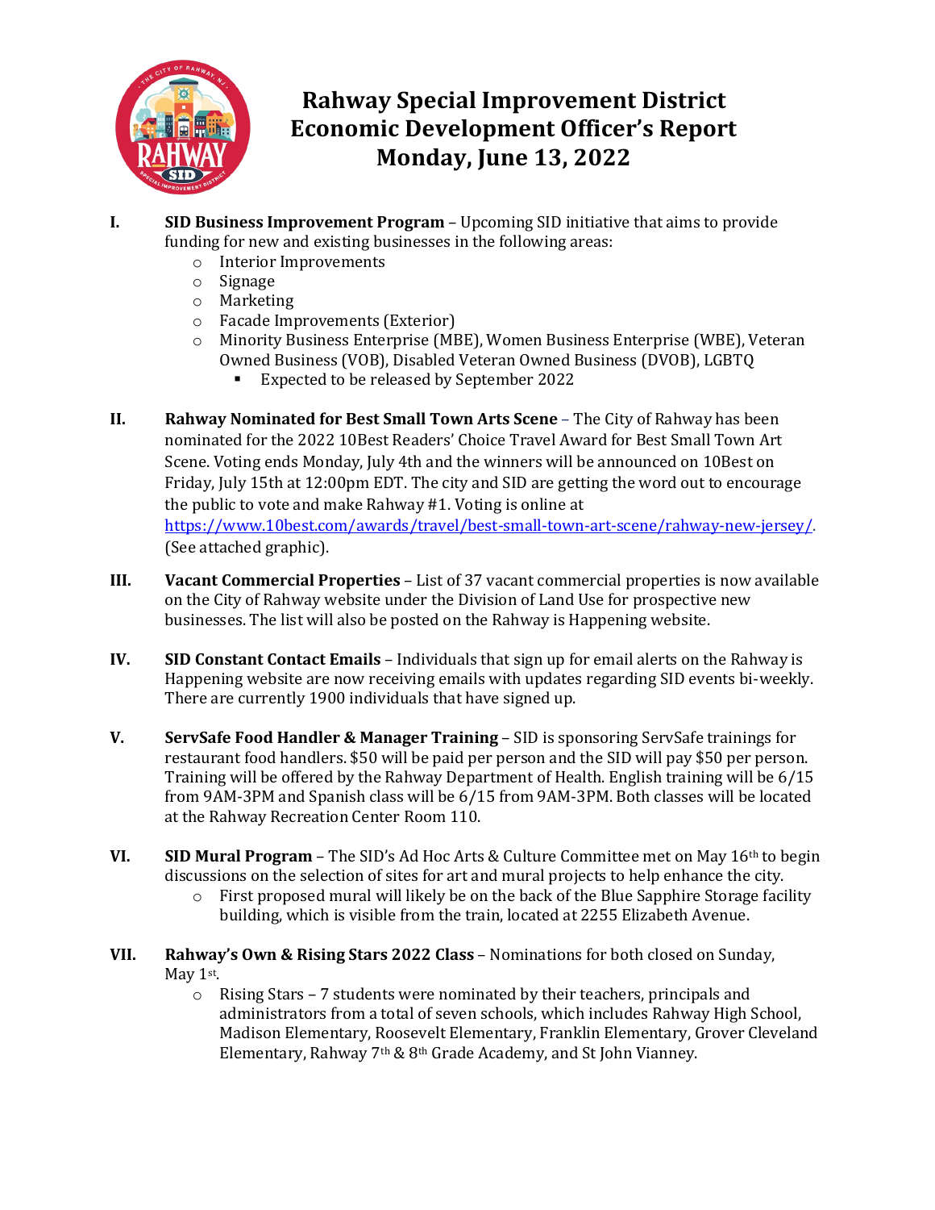# Rahway Special Improvement District
# Economic Development Officer's Report
# Monday, June 13, 2022

**I. SID Business Improvement Program** – Upcoming SID initiative that aims to provide funding for new and existing businesses in the following areas:

- Interior Improvements
- Signage
- Marketing
- Facade Improvements (Exterior)
- Minority Business Enterprise (MBE), Women Business Enterprise (WBE), Veteran Owned Business (VOB), Disabled Veteran Owned Business (DVOB), LGBTQ
  - Expected to be released by September 2022

**II. Rahway Nominated for Best Small Town Arts Scene** – The City of Rahway has been nominated for the 2022 10Best Readers' Choice Travel Award for Best Small Town Art Scene. Voting ends Monday, July 4th and the winners will be announced on 10Best on Friday, July 15th at 12:00pm EDT. The city and SID are getting the word out to encourage the public to vote and make Rahway #1. Voting is online at https://www.10best.com/awards/travel/best-small-town-art-scene/rahway-new-jersey/. (See attached graphic).

**III. Vacant Commercial Properties** – List of 37 vacant commercial properties is now available on the City of Rahway website under the Division of Land Use for prospective new businesses. The list will also be posted on the Rahway is Happening website.

**IV. SID Constant Contact Emails** – Individuals that sign up for email alerts on the Rahway is Happening website are now receiving emails with updates regarding SID events bi-weekly. There are currently 1900 individuals that have signed up.

**V. ServSafe Food Handler & Manager Training** – SID is sponsoring ServSafe trainings for restaurant food handlers. $50 will be paid per person and the SID will pay $50 per person. Training will be offered by the Rahway Department of Health. English training will be 6/15 from 9AM-3PM and Spanish class will be 6/15 from 9AM-3PM. Both classes will be located at the Rahway Recreation Center Room 110.

**VI. SID Mural Program** – The SID's Ad Hoc Arts & Culture Committee met on May 16th to begin discussions on the selection of sites for art and mural projects to help enhance the city.

- First proposed mural will likely be on the back of the Blue Sapphire Storage facility building, which is visible from the train, located at 2255 Elizabeth Avenue.

**VII. Rahway's Own & Rising Stars 2022 Class** – Nominations for both closed on Sunday, May 1st.

- Rising Stars – 7 students were nominated by their teachers, principals and administrators from a total of seven schools, which includes Rahway High School, Madison Elementary, Roosevelt Elementary, Franklin Elementary, Grover Cleveland Elementary, Rahway 7th & 8th Grade Academy, and St John Vianney.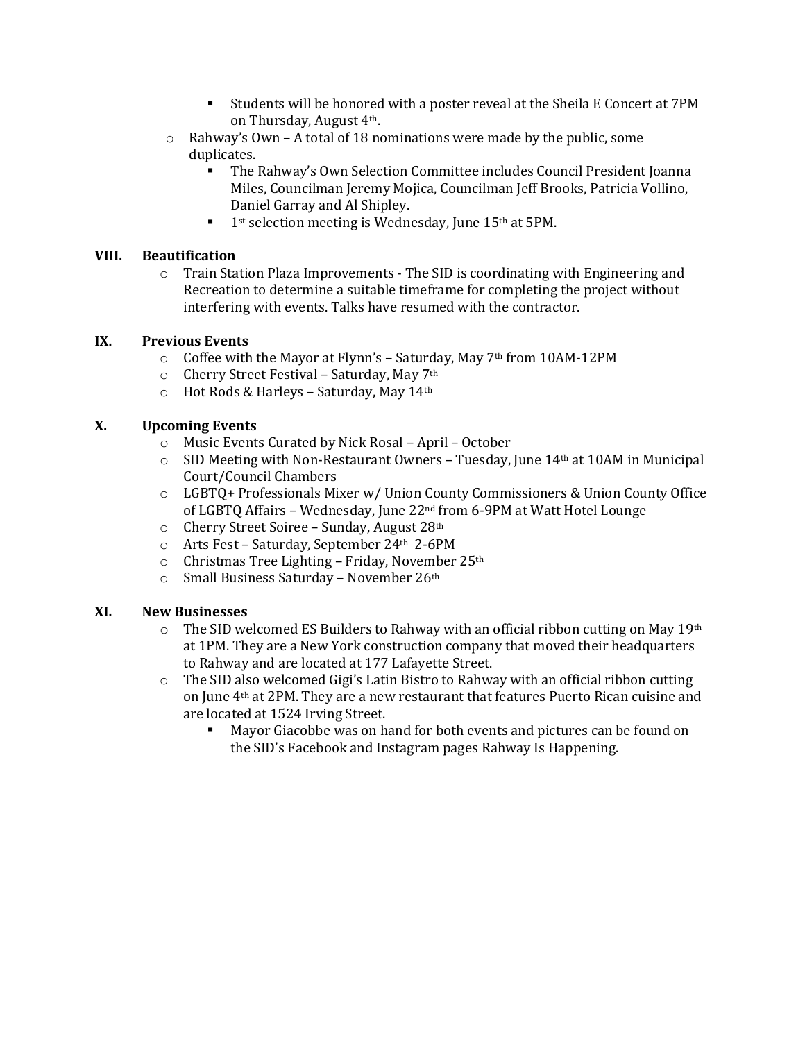- Students will be honored with a poster reveal at the Sheila E Concert at 7PM on Thursday, August 4th.
    - Rahway's Own – A total of 18 nominations were made by the public, some duplicates.
        - The Rahway's Own Selection Committee includes Council President Joanna Miles, Councilman Jeremy Mojica, Councilman Jeff Brooks, Patricia Vollino, Daniel Garray and Al Shipley.
        - 1st selection meeting is Wednesday, June 15th at 5PM.

**VIII. Beautification**

- Train Station Plaza Improvements - The SID is coordinating with Engineering and Recreation to determine a suitable timeframe for completing the project without interfering with events. Talks have resumed with the contractor.

**IX. Previous Events**

- Coffee with the Mayor at Flynn's – Saturday, May 7th from 10AM-12PM
- Cherry Street Festival – Saturday, May 7th
- Hot Rods & Harleys – Saturday, May 14th

**X. Upcoming Events**

- Music Events Curated by Nick Rosal – April – October
- SID Meeting with Non-Restaurant Owners – Tuesday, June 14th at 10AM in Municipal Court/Council Chambers
- LGBTQ+ Professionals Mixer w/ Union County Commissioners & Union County Office of LGBTQ Affairs – Wednesday, June 22nd from 6-9PM at Watt Hotel Lounge
- Cherry Street Soiree – Sunday, August 28th
- Arts Fest – Saturday, September 24th 2-6PM
- Christmas Tree Lighting – Friday, November 25th
- Small Business Saturday – November 26th

**XI. New Businesses**

- The SID welcomed ES Builders to Rahway with an official ribbon cutting on May 19th at 1PM. They are a New York construction company that moved their headquarters to Rahway and are located at 177 Lafayette Street.
- The SID also welcomed Gigi's Latin Bistro to Rahway with an official ribbon cutting on June 4th at 2PM. They are a new restaurant that features Puerto Rican cuisine and are located at 1524 Irving Street.
    - Mayor Giacobbe was on hand for both events and pictures can be found on the SID's Facebook and Instagram pages Rahway Is Happening.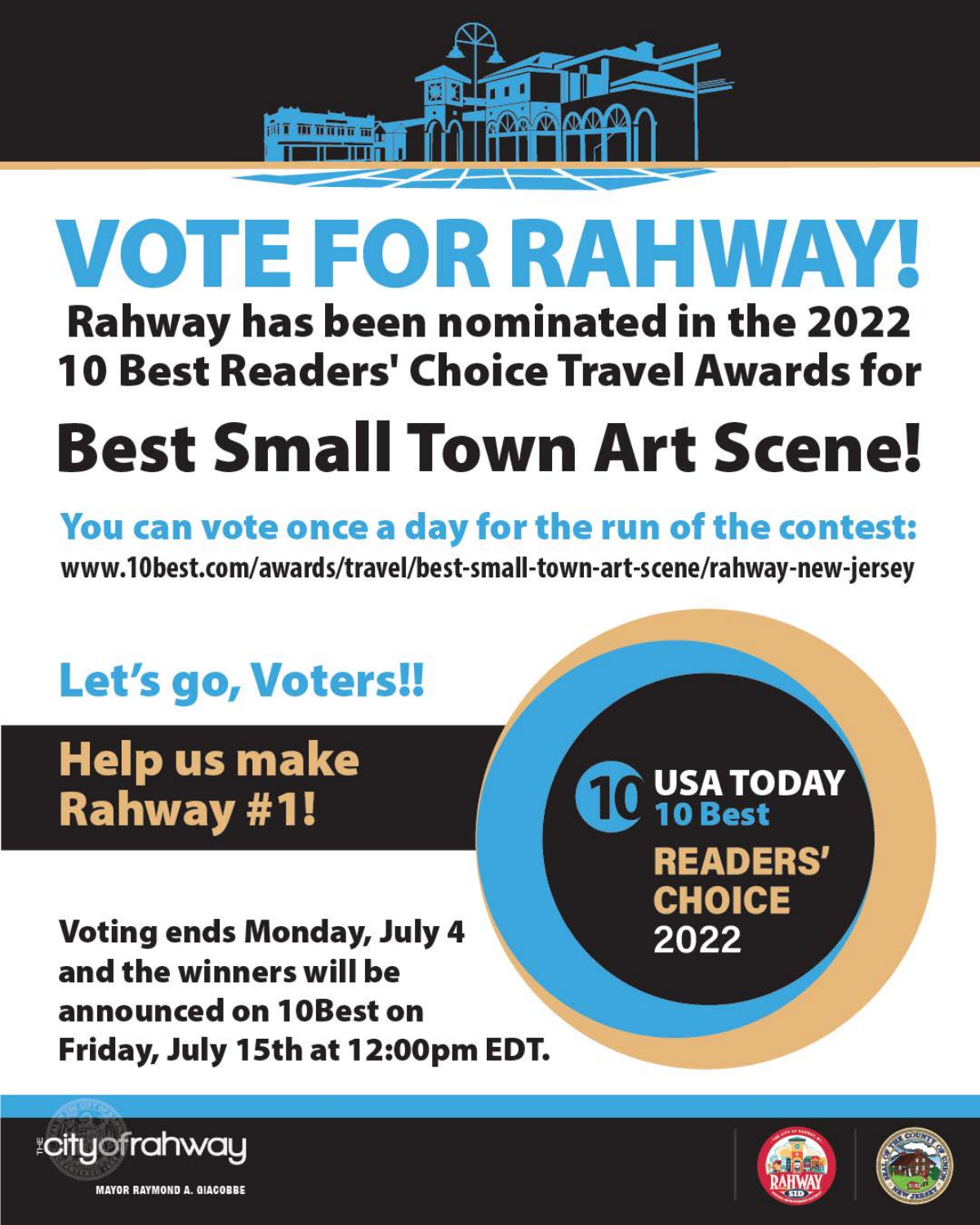# VOTE FOR RAHWAY!

## Rahway has been nominated in the 2022 10 Best Readers' Choice Travel Awards for

# Best Small Town Art Scene!

**You can vote once a day for the run of the contest:**

**www.10best.com/awards/travel/best-small-town-art-scene/rahway-new-jersey**

## Let's go, Voters!!

## Help us make Rahway #1!

USA TODAY 10 Best READERS' CHOICE 2022

**Voting ends Monday, July 4 and the winners will be announced on 10Best on Friday, July 15th at 12:00pm EDT.**

the city of rahway

MAYOR RAYMOND A. GIACOBBE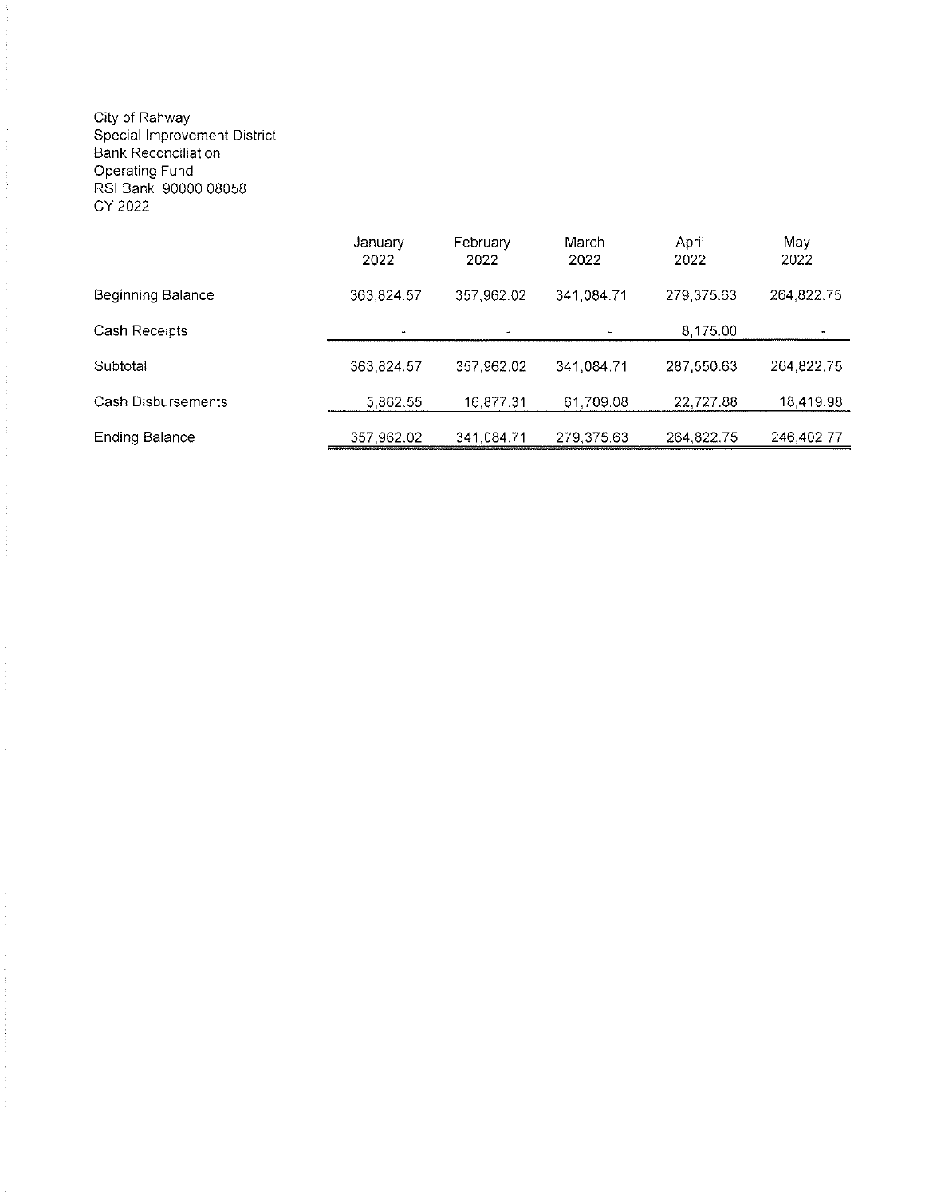City of Rahway
Special Improvement District
Bank Reconciliation
Operating Fund
RSI Bank 90000 08058
CY 2022

| | January 2022 | February 2022 | March 2022 | April 2022 | May 2022 |
|---|---|---|---|---|---|
| Beginning Balance | 363,824.57 | 357,962.02 | 341,084.71 | 279,375.63 | 264,822.75 |
| Cash Receipts | - | - | - | 8,175.00 | - |
| Subtotal | 363,824.57 | 357,962.02 | 341,084.71 | 287,550.63 | 264,822.75 |
| Cash Disbursements | 5,862.55 | 16,877.31 | 61,709.08 | 22,727.88 | 18,419.98 |
| Ending Balance | 357,962.02 | 341,084.71 | 279,375.63 | 264,822.75 | 246,402.77 |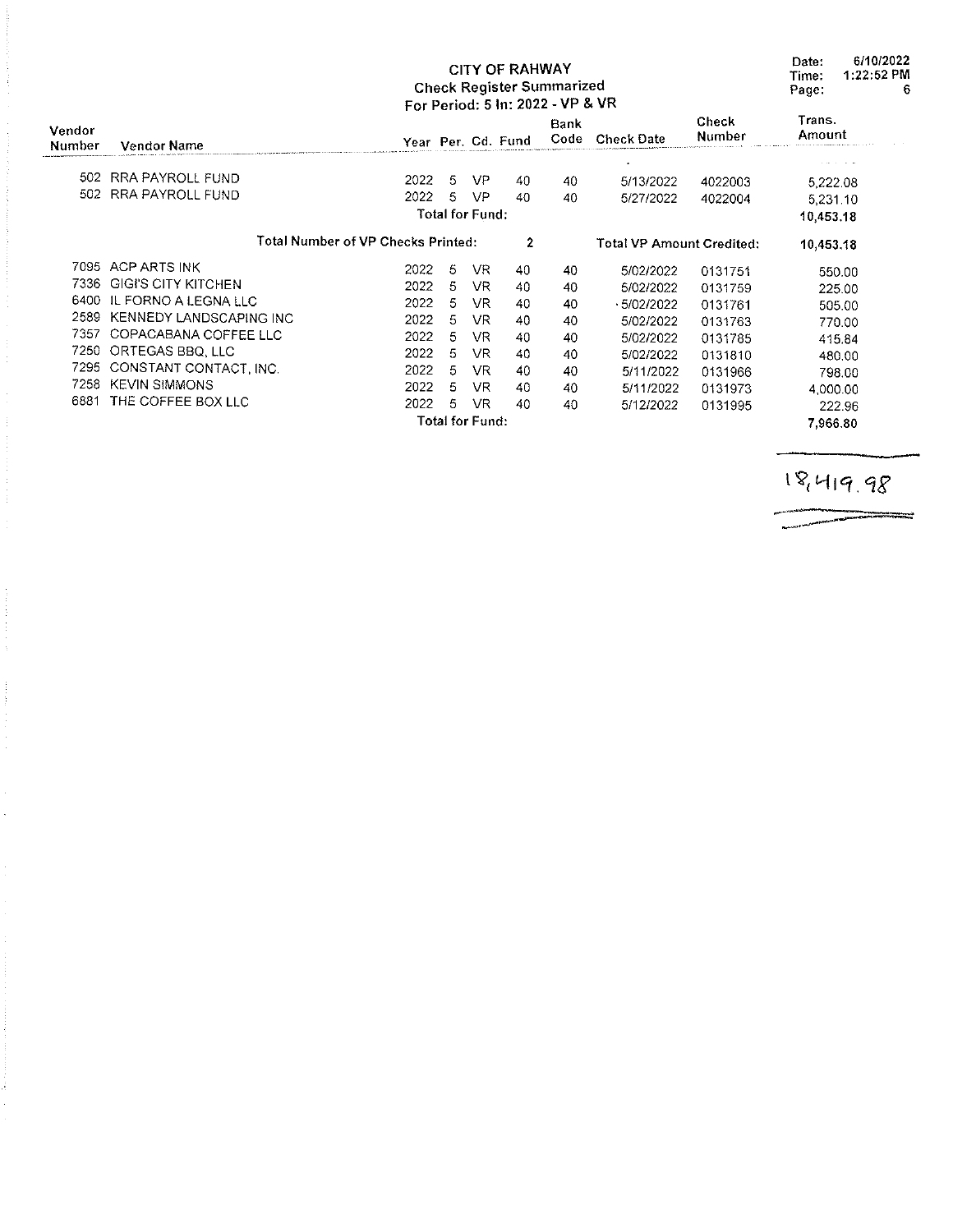# CITY OF RAHWAY

## Check Register Summarized

For Period: 5 In: 2022 - VP & VR

Date: 6/10/2022
Time: 1:22:52 PM

| Vendor Number | Vendor Name | Year | Per. | Cd. | Fund | Bank Code | Check Date | Check Number | Trans. Amount |
|---|---|---|---|---|---|---|---|---|---|
| 502 | RRA PAYROLL FUND | 2022 | 5 | VP | 40 | 40 | 5/13/2022 | 4022003 | 5,222.08 |
| 502 | RRA PAYROLL FUND | 2022 | 5 | VP | 40 | 40 | 5/27/2022 | 4022004 | 5,231.10 |
| | | Total for Fund: | | | | | | | 10,453.18 |
| | Total Number of VP Checks Printed: | | | | 2 | | Total VP Amount Credited: | | 10,453.18 |
| 7095 | ACP ARTS INK | 2022 | 5 | VR | 40 | 40 | 5/02/2022 | 0131751 | 550.00 |
| 7336 | GIGI'S CITY KITCHEN | 2022 | 5 | VR | 40 | 40 | 5/02/2022 | 0131759 | 225.00 |
| 6400 | IL FORNO A LEGNA LLC | 2022 | 5 | VR | 40 | 40 | 5/02/2022 | 0131761 | 505.00 |
| 2589 | KENNEDY LANDSCAPING INC | 2022 | 5 | VR | 40 | 40 | 5/02/2022 | 0131763 | 770.00 |
| 7357 | COPACABANA COFFEE LLC | 2022 | 5 | VR | 40 | 40 | 5/02/2022 | 0131785 | 415.84 |
| 7250 | ORTEGAS BBQ, LLC | 2022 | 5 | VR | 40 | 40 | 5/02/2022 | 0131810 | 480.00 |
| 7295 | CONSTANT CONTACT, INC. | 2022 | 5 | VR | 40 | 40 | 5/11/2022 | 0131966 | 798.00 |
| 7258 | KEVIN SIMMONS | 2022 | 5 | VR | 40 | 40 | 5/11/2022 | 0131973 | 4,000.00 |
| 6881 | THE COFFEE BOX LLC | 2022 | 5 | VR | 40 | 40 | 5/12/2022 | 0131995 | 222.96 |
| | | Total for Fund: | | | | | | | 7,966.80 |

18,419.98